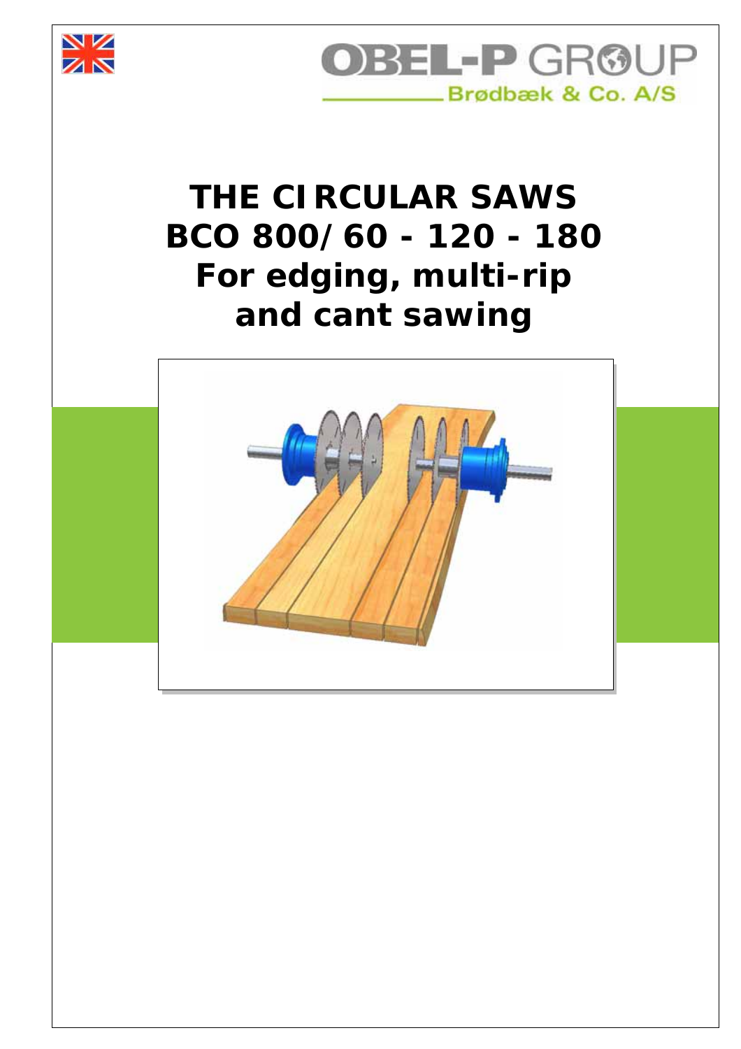OBEL-P GROUP

Brødbæk & Co. A/S

# THE CIRCULAR SAWS BCO 800/60 - 120 - 180 For edging, multi-rip and cant sawing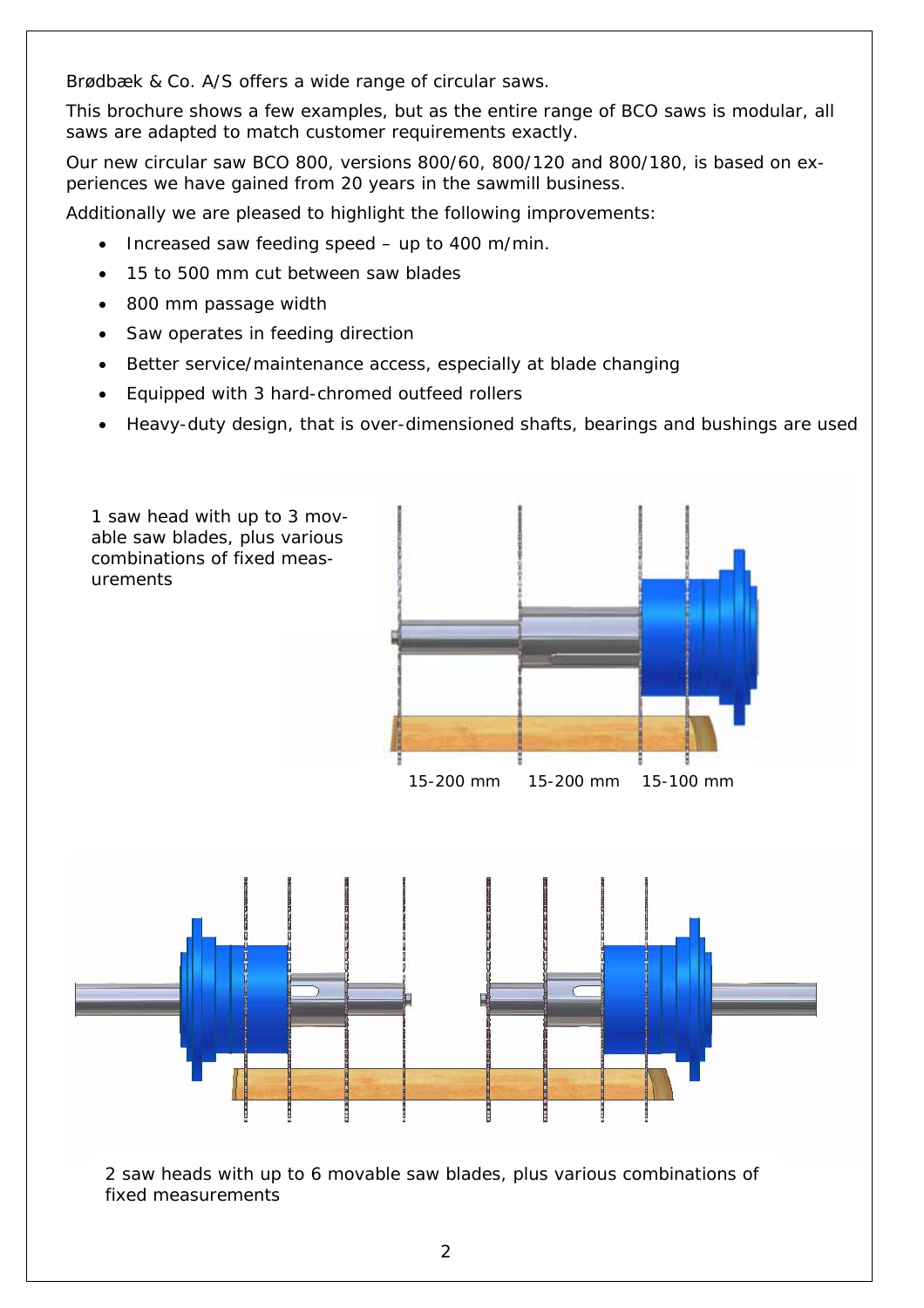Brødbæk & Co. A/S offers a wide range of circular saws.

This brochure shows a few examples, but as the entire range of BCO saws is modular, all saws are adapted to match customer requirements exactly.

Our new circular saw BCO 800, versions 800/60, 800/120 and 800/180, is based on experiences we have gained from 20 years in the sawmill business.

Additionally we are pleased to highlight the following improvements:

- Increased saw feeding speed – up to 400 m/min.
- 15 to 500 mm cut between saw blades
- 800 mm passage width
- Saw operates in feeding direction
- Better service/maintenance access, especially at blade changing
- Equipped with 3 hard-chromed outfeed rollers
- Heavy-duty design, that is over-dimensioned shafts, bearings and bushings are used

1 saw head with up to 3 movable saw blades, plus various combinations of fixed measurements

15-200 mm 15-200 mm 15-100 mm

2 saw heads with up to 6 movable saw blades, plus various combinations of fixed measurements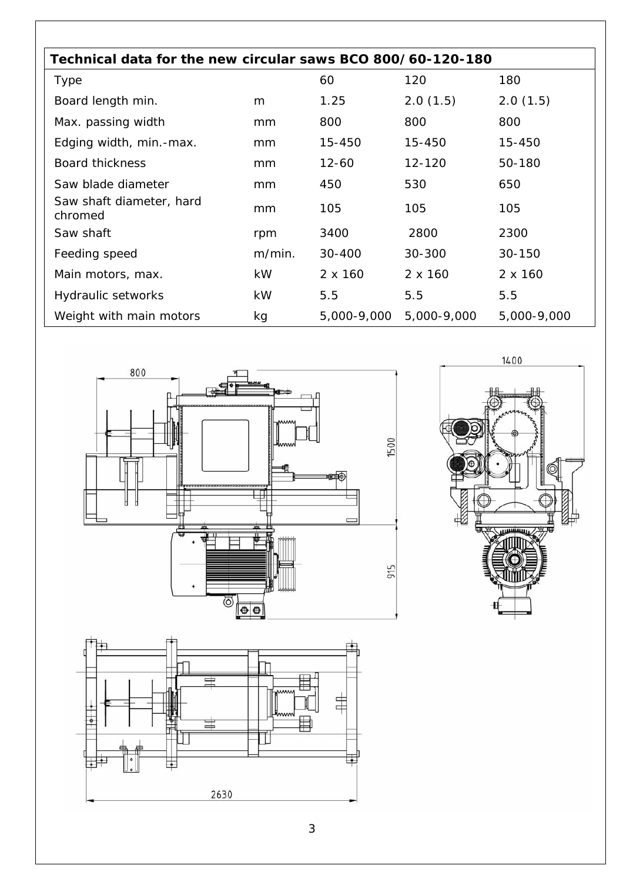| Technical data for the new circular saws BCO 800/60-120-180 | | | | |
|---|---|---|---|---|
| Type | | 60 | 120 | 180 |
| Board length min. | m | 1.25 | 2.0 (1.5) | 2.0 (1.5) |
| Max. passing width | mm | 800 | 800 | 800 |
| Edging width, min.-max. | mm | 15-450 | 15-450 | 15-450 |
| Board thickness | mm | 12-60 | 12-120 | 50-180 |
| Saw blade diameter | mm | 450 | 530 | 650 |
| Saw shaft diameter, hard chromed | mm | 105 | 105 | 105 |
| Saw shaft | rpm | 3400 | 2800 | 2300 |
| Feeding speed | m/min. | 30-400 | 30-300 | 30-150 |
| Main motors, max. | kW | 2 x 160 | 2 x 160 | 2 x 160 |
| Hydraulic setworks | kW | 5.5 | 5.5 | 5.5 |
| Weight with main motors | kg | 5,000-9,000 | 5,000-9,000 | 5,000-9,000 |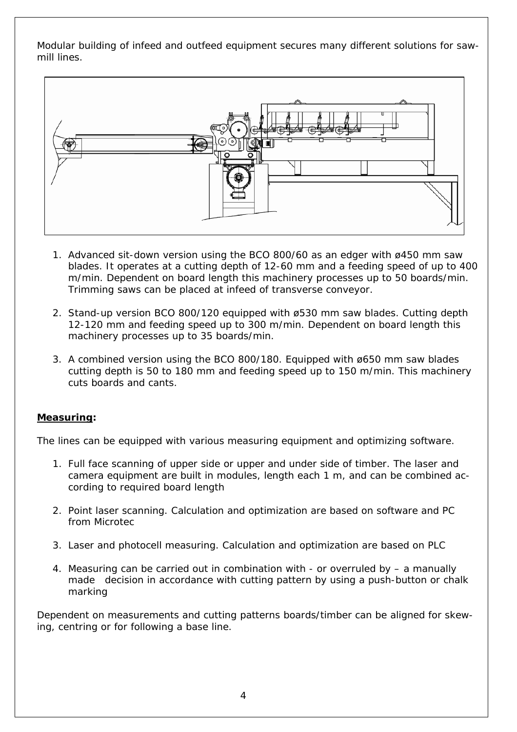Modular building of infeed and outfeed equipment secures many different solutions for saw-mill lines.

1. Advanced sit-down version using the BCO 800/60 as an edger with ø450 mm saw blades. It operates at a cutting depth of 12-60 mm and a feeding speed of up to 400 m/min. Dependent on board length this machinery processes up to 50 boards/min. Trimming saws can be placed at infeed of transverse conveyor.

2. Stand-up version BCO 800/120 equipped with ø530 mm saw blades. Cutting depth 12-120 mm and feeding speed up to 300 m/min. Dependent on board length this machinery processes up to 35 boards/min.

3. A combined version using the BCO 800/180. Equipped with ø650 mm saw blades cutting depth is 50 to 180 mm and feeding speed up to 150 m/min. This machinery cuts boards and cants.

**Measuring:**

The lines can be equipped with various measuring equipment and optimizing software.

1. Full face scanning of upper side or upper and under side of timber. The laser and camera equipment are built in modules, length each 1 m, and can be combined according to required board length

2. Point laser scanning. Calculation and optimization are based on software and PC from Microtec

3. Laser and photocell measuring. Calculation and optimization are based on PLC

4. Measuring can be carried out in combination with - or overruled by – a manually made decision in accordance with cutting pattern by using a push-button or chalk marking

Dependent on measurements and cutting patterns boards/timber can be aligned for skewing, centring or for following a base line.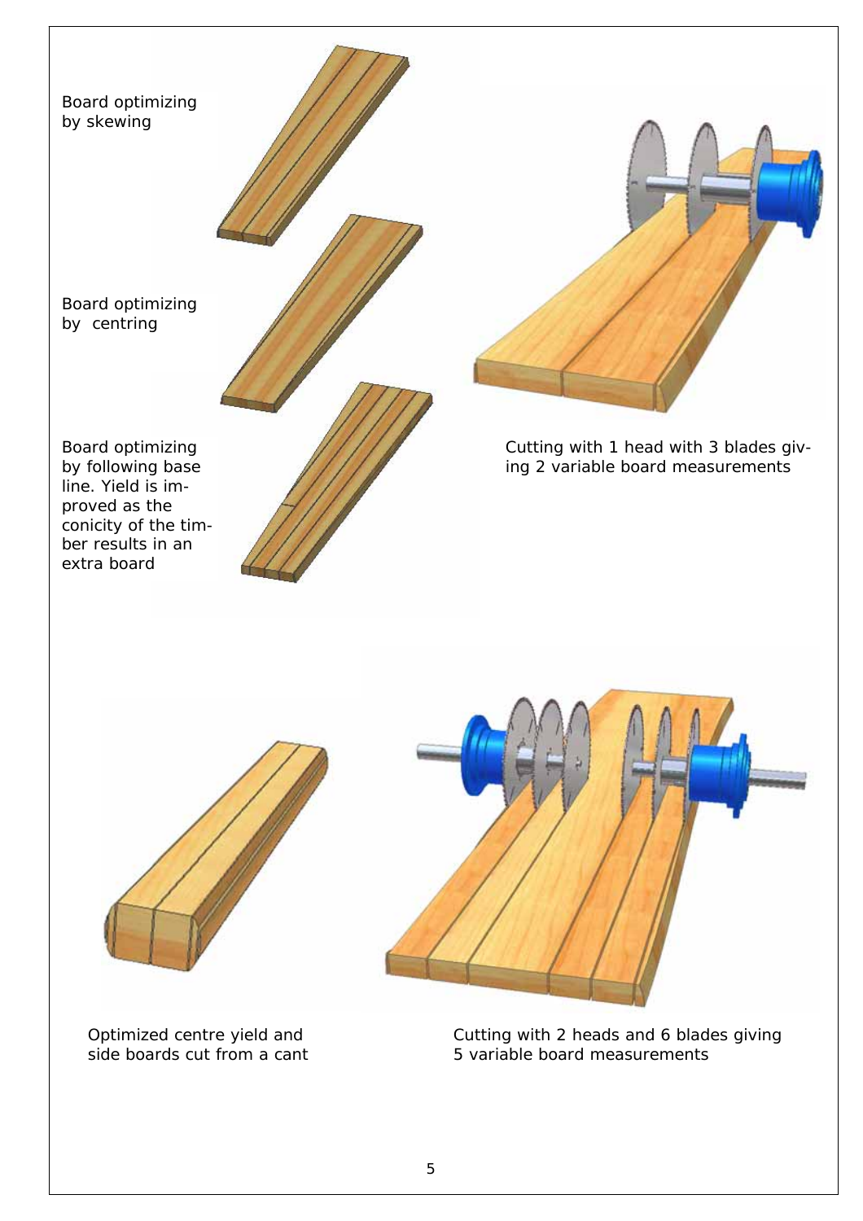Board optimizing by skewing

Board optimizing by centring

Board optimizing by following base line. Yield is improved as the conicity of the timber results in an extra board

Cutting with 1 head with 3 blades giving 2 variable board measurements

Optimized centre yield and side boards cut from a cant

Cutting with 2 heads and 6 blades giving 5 variable board measurements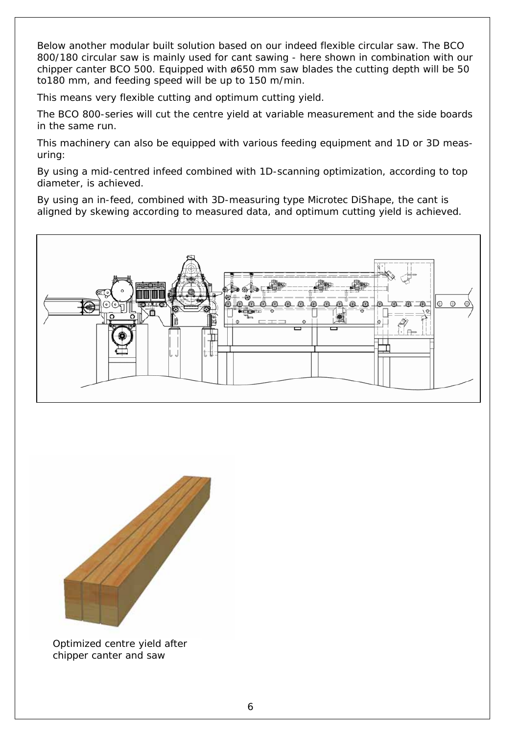Below another modular built solution based on our indeed flexible circular saw. The BCO 800/180 circular saw is mainly used for cant sawing - here shown in combination with our chipper canter BCO 500. Equipped with ø650 mm saw blades the cutting depth will be 50 to180 mm, and feeding speed will be up to 150 m/min.

This means very flexible cutting and optimum cutting yield.

The BCO 800-series will cut the centre yield at variable measurement and the side boards in the same run.

This machinery can also be equipped with various feeding equipment and 1D or 3D measuring:

By using a mid-centred infeed combined with 1D-scanning optimization, according to top diameter, is achieved.

By using an in-feed, combined with 3D-measuring type Microtec DiShape, the cant is aligned by skewing according to measured data, and optimum cutting yield is achieved.

Optimized centre yield after chipper canter and saw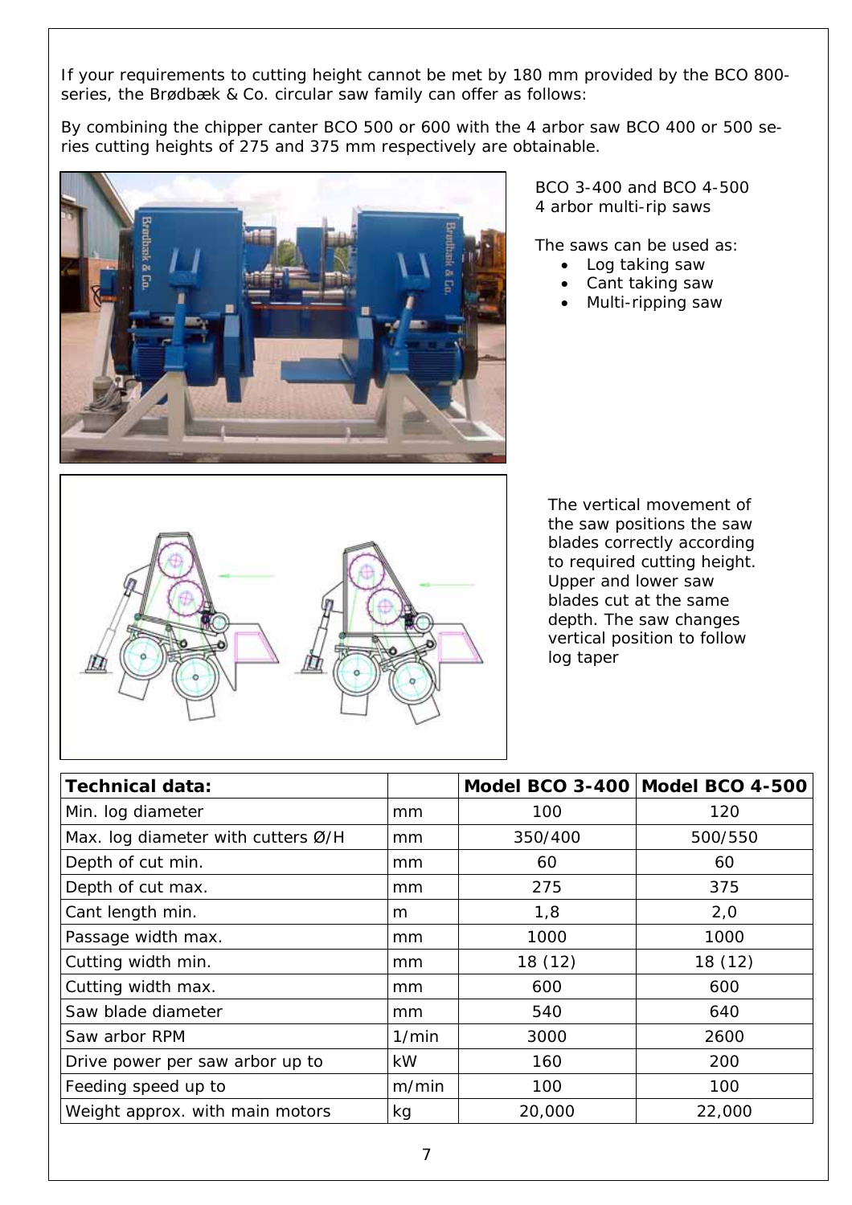If your requirements to cutting height cannot be met by 180 mm provided by the BCO 800-series, the Brødbæk & Co. circular saw family can offer as follows:

By combining the chipper canter BCO 500 or 600 with the 4 arbor saw BCO 400 or 500 series cutting heights of 275 and 375 mm respectively are obtainable.

BCO 3-400 and BCO 4-500
4 arbor multi-rip saws

The saws can be used as:

- Log taking saw
- Cant taking saw
- Multi-ripping saw

The vertical movement of the saw positions the saw blades correctly according to required cutting height. Upper and lower saw blades cut at the same depth. The saw changes vertical position to follow log taper

| **Technical data:** | | **Model BCO 3-400** | **Model BCO 4-500** |
|---|---|---|---|
| Min. log diameter | mm | 100 | 120 |
| Max. log diameter with cutters Ø/H | mm | 350/400 | 500/550 |
| Depth of cut min. | mm | 60 | 60 |
| Depth of cut max. | mm | 275 | 375 |
| Cant length min. | m | 1,8 | 2,0 |
| Passage width max. | mm | 1000 | 1000 |
| Cutting width min. | mm | 18 (12) | 18 (12) |
| Cutting width max. | mm | 600 | 600 |
| Saw blade diameter | mm | 540 | 640 |
| Saw arbor RPM | 1/min | 3000 | 2600 |
| Drive power per saw arbor up to | kW | 160 | 200 |
| Feeding speed up to | m/min | 100 | 100 |
| Weight approx. with main motors | kg | 20,000 | 22,000 |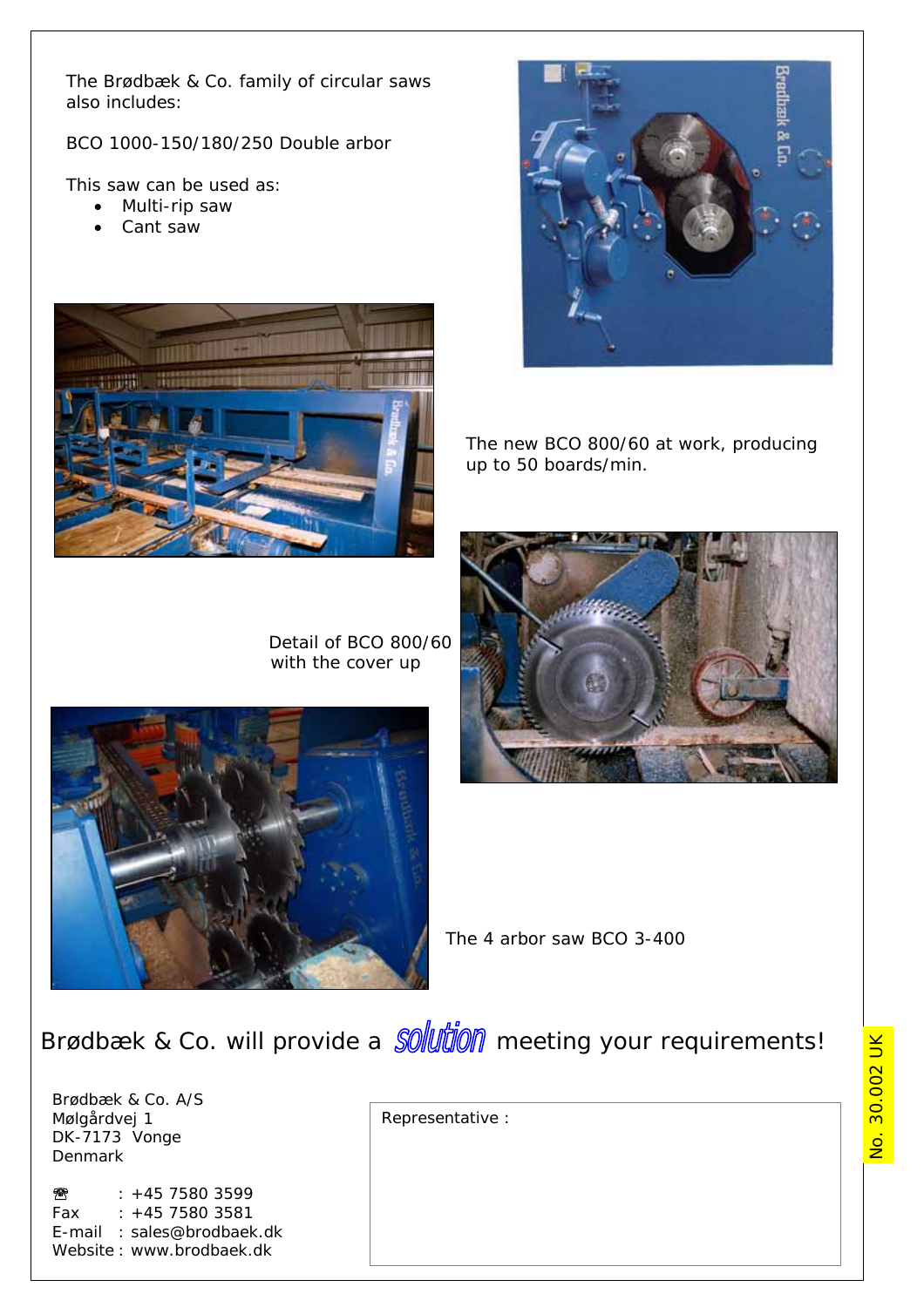The Brødbæk & Co. family of circular saws also includes:

BCO 1000-150/180/250 Double arbor

This saw can be used as:

- Multi-rip saw
- Cant saw

The new BCO 800/60 at work, producing up to 50 boards/min.

Detail of BCO 800/60 with the cover up

The 4 arbor saw BCO 3-400

Brødbæk & Co. will provide a *solution* meeting your requirements!

Brødbæk & Co. A/S
Mølgårdvej 1
DK-7173 Vonge
Denmark

☎ : +45 7580 3599
Fax : +45 7580 3581
E-mail : sales@brodbaek.dk
Website : www.brodbaek.dk

Representative :

No. 30.002 UK